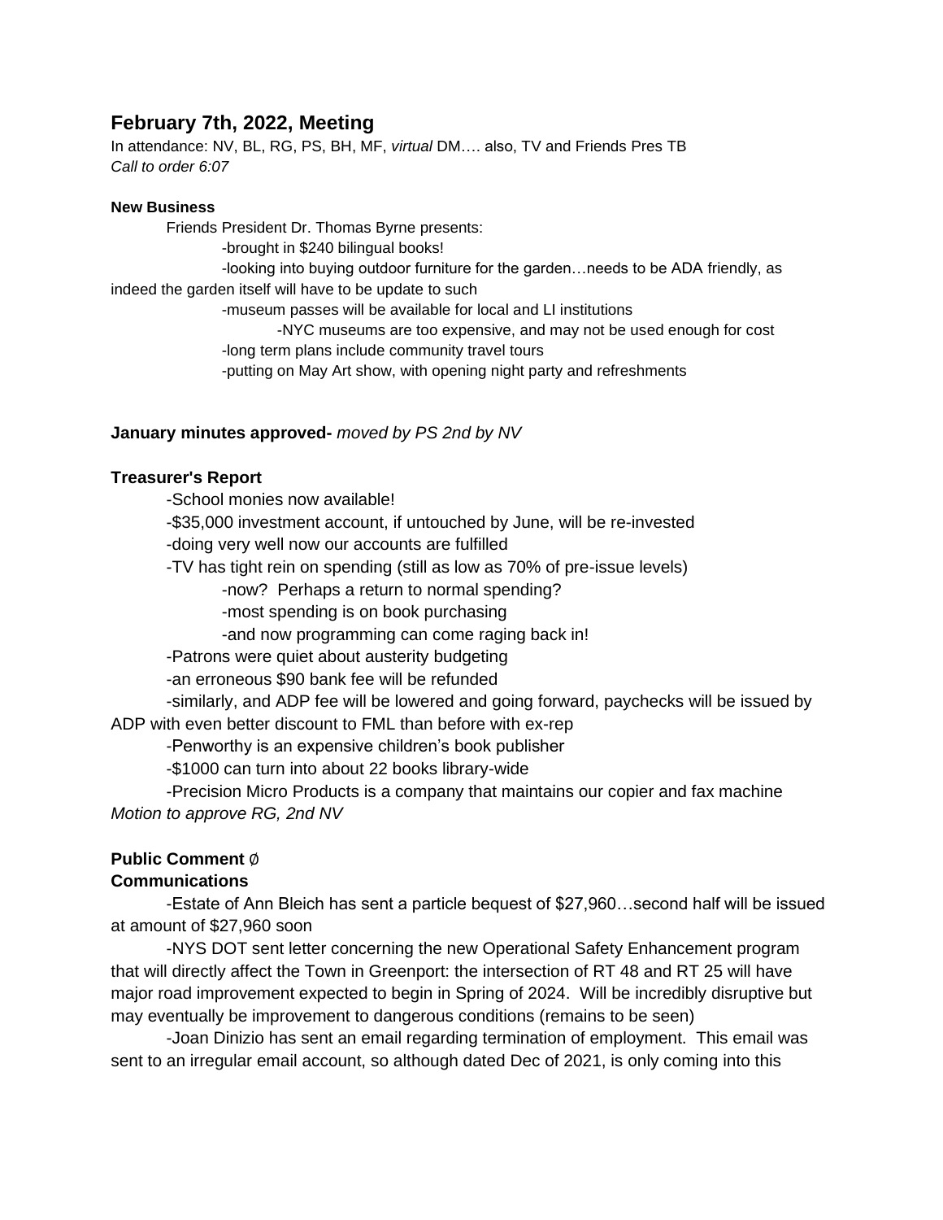## February 7th, 2022, Meeting

In attendance: NV, BL, RG, PS, BH, MF, *virtual* DM…. also, TV and Friends Pres TB
*Call to order 6:07*

**New Business**

Friends President Dr. Thomas Byrne presents:

- brought in $240 bilingual books!
- looking into buying outdoor furniture for the garden…needs to be ADA friendly, as indeed the garden itself will have to be update to such
- museum passes will be available for local and LI institutions
  - NYC museums are too expensive, and may not be used enough for cost
- long term plans include community travel tours
- putting on May Art show, with opening night party and refreshments

**January minutes approved-** *moved by PS 2nd by NV*

**Treasurer's Report**

- School monies now available!
- $35,000 investment account, if untouched by June, will be re-invested
- doing very well now our accounts are fulfilled
- TV has tight rein on spending (still as low as 70% of pre-issue levels)
  - now? Perhaps a return to normal spending?
  - most spending is on book purchasing
  - and now programming can come raging back in!
- Patrons were quiet about austerity budgeting
- an erroneous $90 bank fee will be refunded
- similarly, and ADP fee will be lowered and going forward, paychecks will be issued by ADP with even better discount to FML than before with ex-rep
- Penworthy is an expensive children's book publisher
- $1000 can turn into about 22 books library-wide
- Precision Micro Products is a company that maintains our copier and fax machine

*Motion to approve RG, 2nd NV*

**Public Comment** ∅

**Communications**

- Estate of Ann Bleich has sent a particle bequest of $27,960…second half will be issued at amount of $27,960 soon
- NYS DOT sent letter concerning the new Operational Safety Enhancement program that will directly affect the Town in Greenport: the intersection of RT 48 and RT 25 will have major road improvement expected to begin in Spring of 2024. Will be incredibly disruptive but may eventually be improvement to dangerous conditions (remains to be seen)
- Joan Dinizio has sent an email regarding termination of employment. This email was sent to an irregular email account, so although dated Dec of 2021, is only coming into this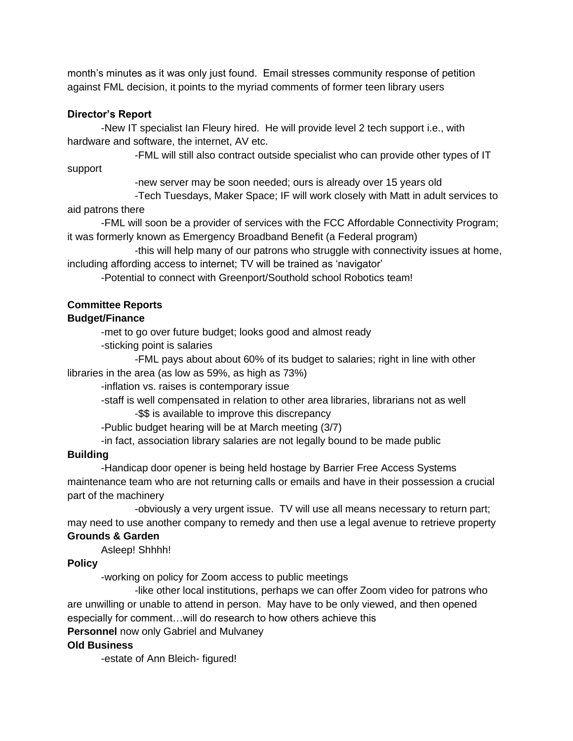month's minutes as it was only just found. Email stresses community response of petition against FML decision, it points to the myriad comments of former teen library users

**Director's Report**

- New IT specialist Ian Fleury hired. He will provide level 2 tech support i.e., with hardware and software, the internet, AV etc.
  - FML will still also contract outside specialist who can provide other types of IT support
  - new server may be soon needed; ours is already over 15 years old
  - Tech Tuesdays, Maker Space; IF will work closely with Matt in adult services to aid patrons there
- FML will soon be a provider of services with the FCC Affordable Connectivity Program; it was formerly known as Emergency Broadband Benefit (a Federal program)
  - this will help many of our patrons who struggle with connectivity issues at home, including affording access to internet; TV will be trained as 'navigator'
- Potential to connect with Greenport/Southold school Robotics team!

**Committee Reports**

**Budget/Finance**

- met to go over future budget; looks good and almost ready
- sticking point is salaries
  - FML pays about about 60% of its budget to salaries; right in line with other libraries in the area (as low as 59%, as high as 73%)
- inflation vs. raises is contemporary issue
- staff is well compensated in relation to other area libraries, librarians not as well
  - $$ is available to improve this discrepancy
- Public budget hearing will be at March meeting (3/7)
- in fact, association library salaries are not legally bound to be made public

**Building**

- Handicap door opener is being held hostage by Barrier Free Access Systems maintenance team who are not returning calls or emails and have in their possession a crucial part of the machinery
  - obviously a very urgent issue. TV will use all means necessary to return part; may need to use another company to remedy and then use a legal avenue to retrieve property

**Grounds & Garden**

Asleep! Shhhh!

**Policy**

- working on policy for Zoom access to public meetings
  - like other local institutions, perhaps we can offer Zoom video for patrons who are unwilling or unable to attend in person. May have to be only viewed, and then opened especially for comment…will do research to how others achieve this

**Personnel** now only Gabriel and Mulvaney

**Old Business**

- estate of Ann Bleich- figured!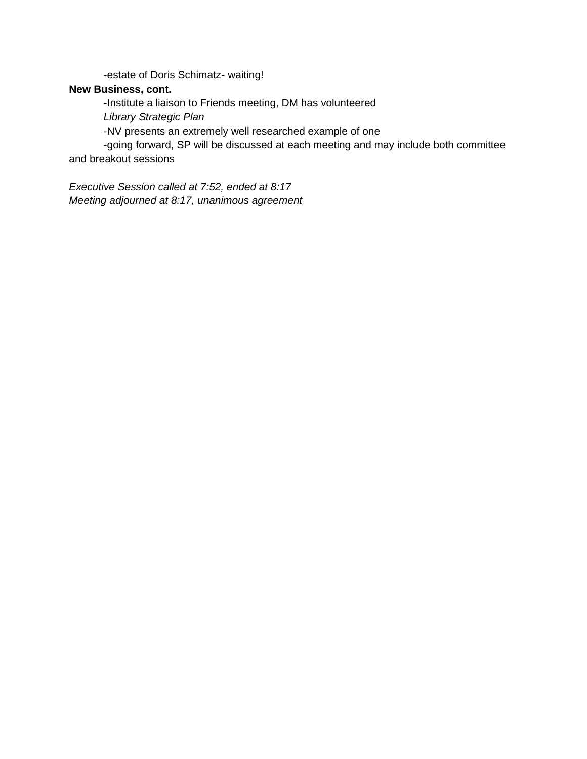-estate of Doris Schimatz- waiting!

**New Business, cont.**

-Institute a liaison to Friends meeting, DM has volunteered

*Library Strategic Plan*

-NV presents an extremely well researched example of one

-going forward, SP will be discussed at each meeting and may include both committee and breakout sessions

*Executive Session called at 7:52, ended at 8:17*
*Meeting adjourned at 8:17, unanimous agreement*